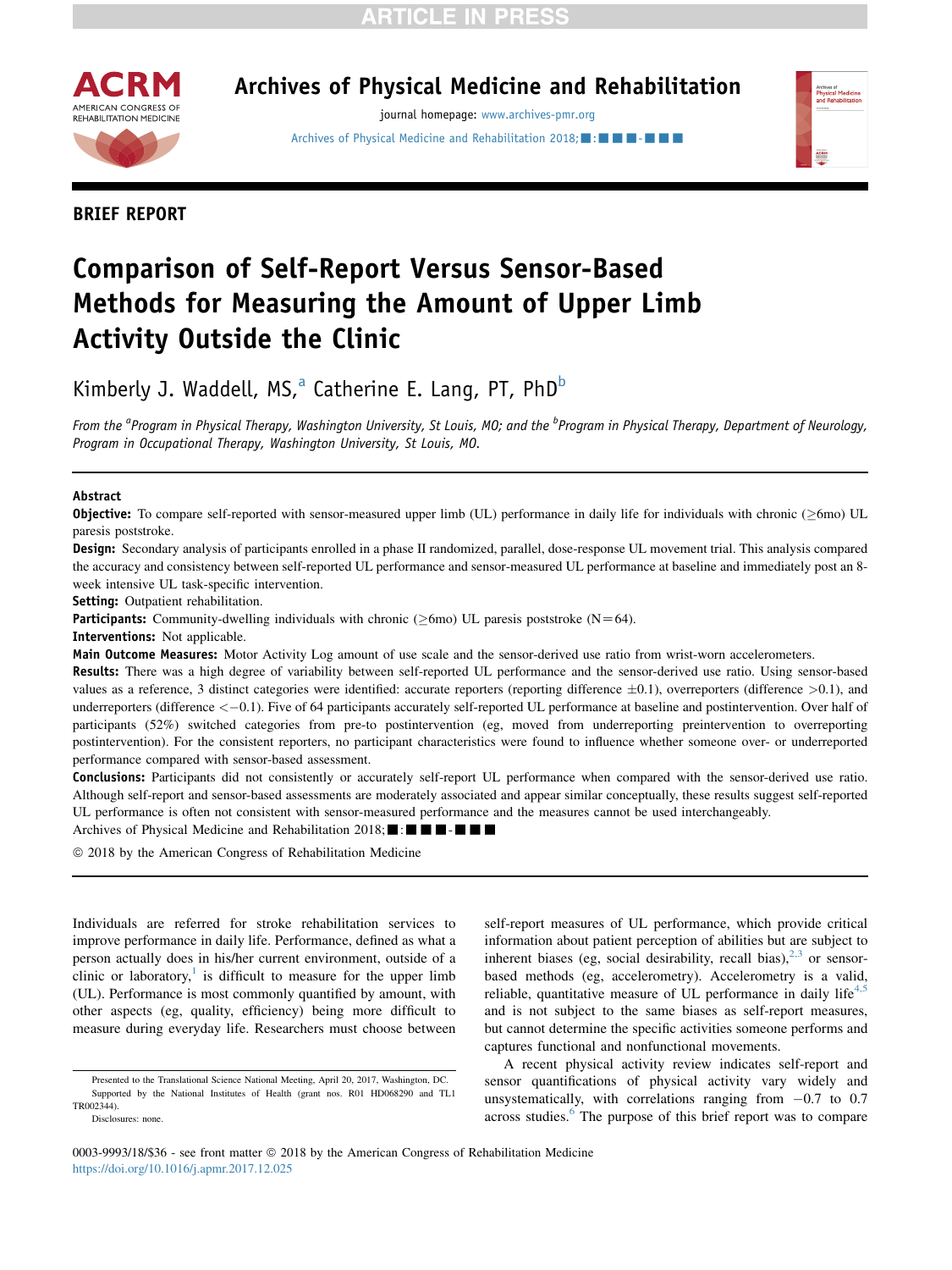BRIEF REPORT

# Comparison of Self-Report Versus Sensor-Based Methods for Measuring the Amount of Upper Limb Activity Outside the Clinic

Kimberly J. Waddell, MS,[a] Catherine E. Lang, PT, PhD[b]

*From the [a]Program in Physical Therapy, Washington University, St Louis, MO; and the [b]Program in Physical Therapy, Department of Neurology, Program in Occupational Therapy, Washington University, St Louis, MO.*

## Abstract

**Objective:** To compare self-reported with sensor-measured upper limb (UL) performance in daily life for individuals with chronic (≥6mo) UL paresis poststroke.

**Design:** Secondary analysis of participants enrolled in a phase II randomized, parallel, dose-response UL movement trial. This analysis compared the accuracy and consistency between self-reported UL performance and sensor-measured UL performance at baseline and immediately post an 8-week intensive UL task-specific intervention.

**Setting:** Outpatient rehabilitation.

**Participants:** Community-dwelling individuals with chronic (≥6mo) UL paresis poststroke (N=64).

**Interventions:** Not applicable.

**Main Outcome Measures:** Motor Activity Log amount of use scale and the sensor-derived use ratio from wrist-worn accelerometers.

**Results:** There was a high degree of variability between self-reported UL performance and the sensor-derived use ratio. Using sensor-based values as a reference, 3 distinct categories were identified: accurate reporters (reporting difference ±0.1), overreporters (difference >0.1), and underreporters (difference <−0.1). Five of 64 participants accurately self-reported UL performance at baseline and postintervention. Over half of participants (52%) switched categories from pre- to postintervention (eg, moved from underreporting preintervention to overreporting postintervention). For the consistent reporters, no participant characteristics were found to influence whether someone over- or underreported performance compared with sensor-based assessment.

**Conclusions:** Participants did not consistently or accurately self-report UL performance when compared with the sensor-derived use ratio. Although self-report and sensor-based assessments are moderately associated and appear similar conceptually, these results suggest self-reported UL performance is often not consistent with sensor-measured performance and the measures cannot be used interchangeably.

© 2018 by the American Congress of Rehabilitation Medicine

Individuals are referred for stroke rehabilitation services to improve performance in daily life. Performance, defined as what a person actually does in his/her current environment, outside of a clinic or laboratory,[1] is difficult to measure for the upper limb (UL). Performance is most commonly quantified by amount, with other aspects (eg, quality, efficiency) being more difficult to measure during everyday life. Researchers must choose between self-report measures of UL performance, which provide critical information about patient perception of abilities but are subject to inherent biases (eg, social desirability, recall bias),[2,3] or sensor-based methods (eg, accelerometry). Accelerometry is a valid, reliable, quantitative measure of UL performance in daily life[4,5] and is not subject to the same biases as self-report measures, but cannot determine the specific activities someone performs and captures functional and nonfunctional movements.

A recent physical activity review indicates self-report and sensor quantifications of physical activity vary widely and unsystematically, with correlations ranging from −0.7 to 0.7 across studies.[6] The purpose of this brief report was to compare

Presented to the Translational Science National Meeting, April 20, 2017, Washington, DC.

Supported by the National Institutes of Health (grant nos. R01 HD068290 and TL1 TR002344).

Disclosures: none.

0003-9993/18/$36 - see front matter © 2018 by the American Congress of Rehabilitation Medicine

https://doi.org/10.1016/j.apmr.2017.12.025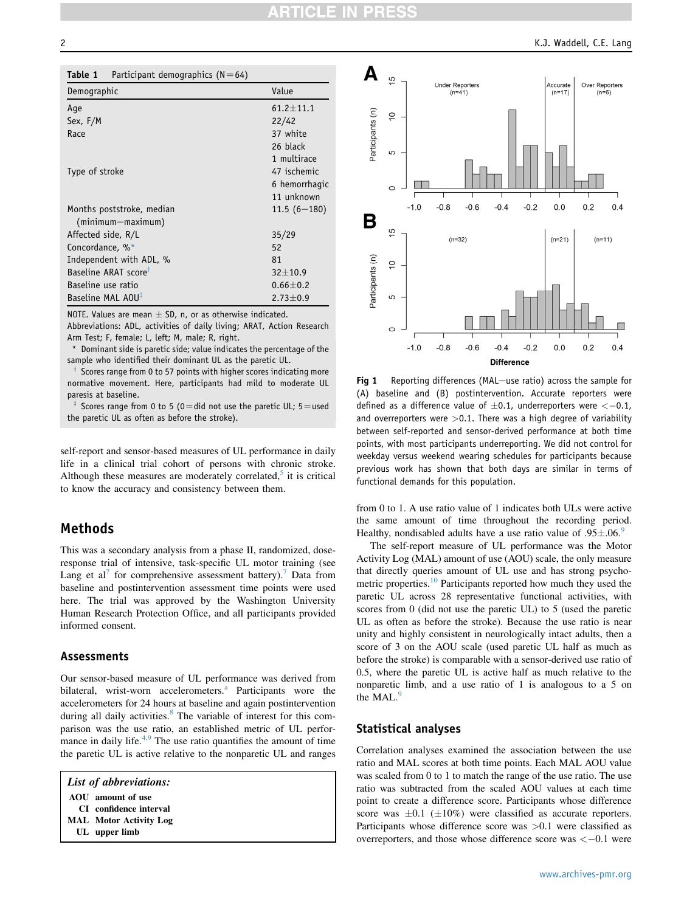**Table 1** Participant demographics (N=64)

| Demographic | Value |
| --- | --- |
| Age | 61.2±11.1 |
| Sex, F/M | 22/42 |
| Race | 37 white |
| | 26 black |
| | 1 multirace |
| Type of stroke | 47 ischemic |
| | 6 hemorrhagic |
| | 11 unknown |
| Months poststroke, median (minimum–maximum) | 11.5 (6–180) |
| Affected side, R/L | 35/29 |
| Concordance, %* | 52 |
| Independent with ADL, % | 81 |
| Baseline ARAT score† | 32±10.9 |
| Baseline use ratio | 0.66±0.2 |
| Baseline MAL AOU‡ | 2.73±0.9 |

NOTE. Values are mean ± SD, n, or as otherwise indicated.

Abbreviations: ADL, activities of daily living; ARAT, Action Research Arm Test; F, female; L, left; M, male; R, right.

\* Dominant side is paretic side; value indicates the percentage of the sample who identified their dominant UL as the paretic UL.

† Scores range from 0 to 57 points with higher scores indicating more normative movement. Here, participants had mild to moderate UL paresis at baseline.

‡ Scores range from 0 to 5 (0=did not use the paretic UL; 5=used the paretic UL as often as before the stroke).

self-report and sensor-based measures of UL performance in daily life in a clinical trial cohort of persons with chronic stroke. Although these measures are moderately correlated,[5] it is critical to know the accuracy and consistency between them.

## Methods

This was a secondary analysis from a phase II, randomized, dose-response trial of intensive, task-specific UL motor training (see Lang et al[7] for comprehensive assessment battery).[7] Data from baseline and postintervention assessment time points were used here. The trial was approved by the Washington University Human Research Protection Office, and all participants provided informed consent.

### Assessments

Our sensor-based measure of UL performance was derived from bilateral, wrist-worn accelerometers.[a] Participants wore the accelerometers for 24 hours at baseline and again postintervention during all daily activities.[8] The variable of interest for this comparison was the use ratio, an established metric of UL performance in daily life.[4,9] The use ratio quantifies the amount of time the paretic UL is active relative to the nonparetic UL and ranges from 0 to 1. A use ratio value of 1 indicates both ULs were active the same amount of time throughout the recording period. Healthy, nondisabled adults have a use ratio value of .95±.06.[9]

The self-report measure of UL performance was the Motor Activity Log (MAL) amount of use (AOU) scale, the only measure that directly queries amount of UL use and has strong psychometric properties.[10] Participants reported how much they used the paretic UL across 28 representative functional activities, with scores from 0 (did not use the paretic UL) to 5 (used the paretic UL as often as before the stroke). Because the use ratio is near unity and highly consistent in neurologically intact adults, then a score of 3 on the AOU scale (used paretic UL half as much as before the stroke) is comparable with a sensor-derived use ratio of 0.5, where the paretic UL is active half as much relative to the nonparetic limb, and a use ratio of 1 is analogous to a 5 on the MAL.[9]

| List of abbreviations: | |
| --- | --- |
| AOU | amount of use |
| CI | confidence interval |
| MAL | Motor Activity Log |
| UL | upper limb |

**Fig 1** Reporting differences (MAL−use ratio) across the sample for (A) baseline and (B) postintervention. Accurate reporters were defined as a difference value of ±0.1, underreporters were <−0.1, and overreporters were >0.1. There was a high degree of variability between self-reported and sensor-derived performance at both time points, with most participants underreporting. We did not control for weekday versus weekend wearing schedules for participants because previous work has shown that both days are similar in terms of functional demands for this population.

### Statistical analyses

Correlation analyses examined the association between the use ratio and MAL scores at both time points. Each MAL AOU value was scaled from 0 to 1 to match the range of the use ratio. The use ratio was subtracted from the scaled AOU values at each time point to create a difference score. Participants whose difference score was ±0.1 (±10%) were classified as accurate reporters. Participants whose difference score was >0.1 were classified as overreporters, and those whose difference score was <−0.1 were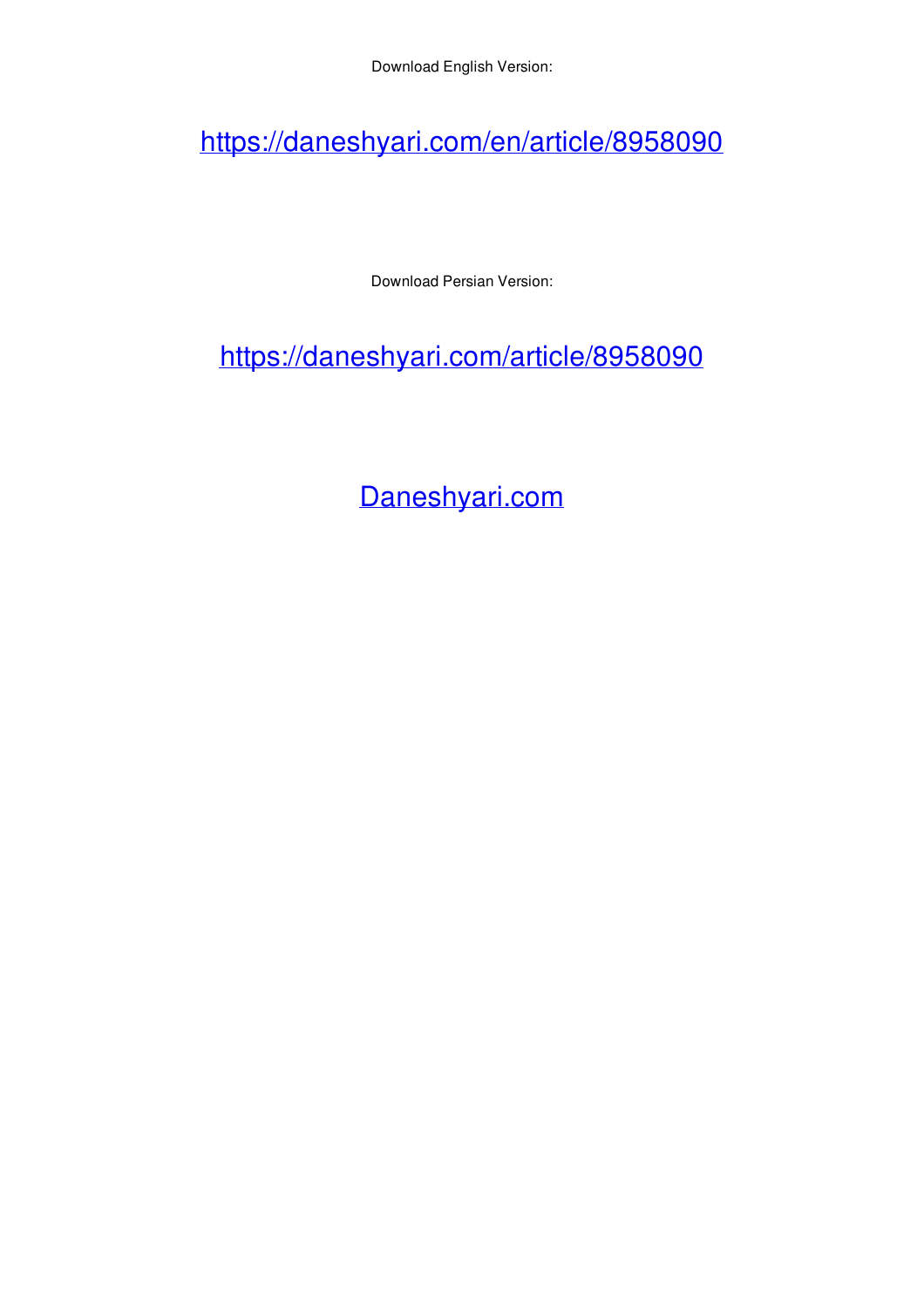Download English Version:

https://daneshyari.com/en/article/8958090

Download Persian Version:

https://daneshyari.com/article/8958090

Daneshyari.com